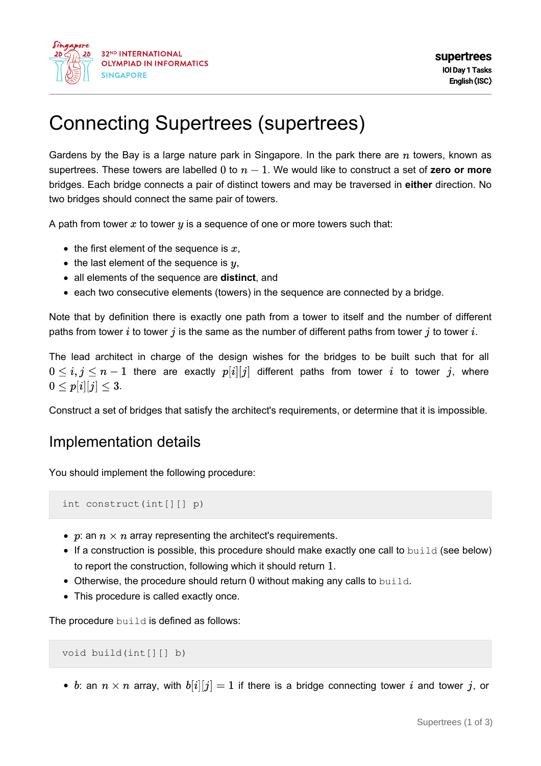# Connecting Supertrees (supertrees)

Gardens by the Bay is a large nature park in Singapore. In the park there are $n$ towers, known as supertrees. These towers are labelled $0$ to $n-1$. We would like to construct a set of **zero or more** bridges. Each bridge connects a pair of distinct towers and may be traversed in **either** direction. No two bridges should connect the same pair of towers.

A path from tower $x$ to tower $y$ is a sequence of one or more towers such that:

- the first element of the sequence is $x$,
- the last element of the sequence is $y$,
- all elements of the sequence are **distinct**, and
- each two consecutive elements (towers) in the sequence are connected by a bridge.

Note that by definition there is exactly one path from a tower to itself and the number of different paths from tower $i$ to tower $j$ is the same as the number of different paths from tower $j$ to tower $i$.

The lead architect in charge of the design wishes for the bridges to be built such that for all $0 \leq i, j \leq n-1$ there are exactly $p[i][j]$ different paths from tower $i$ to tower $j$, where $0 \leq p[i][j] \leq 3$.

Construct a set of bridges that satisfy the architect's requirements, or determine that it is impossible.

## Implementation details

You should implement the following procedure:

```
int construct(int[][] p)
```

- $p$: an $n \times n$ array representing the architect's requirements.
- If a construction is possible, this procedure should make exactly one call to `build` (see below) to report the construction, following which it should return $1$.
- Otherwise, the procedure should return $0$ without making any calls to `build`.
- This procedure is called exactly once.

The procedure `build` is defined as follows:

```
void build(int[][] b)
```

- $b$: an $n \times n$ array, with $b[i][j] = 1$ if there is a bridge connecting tower $i$ and tower $j$, or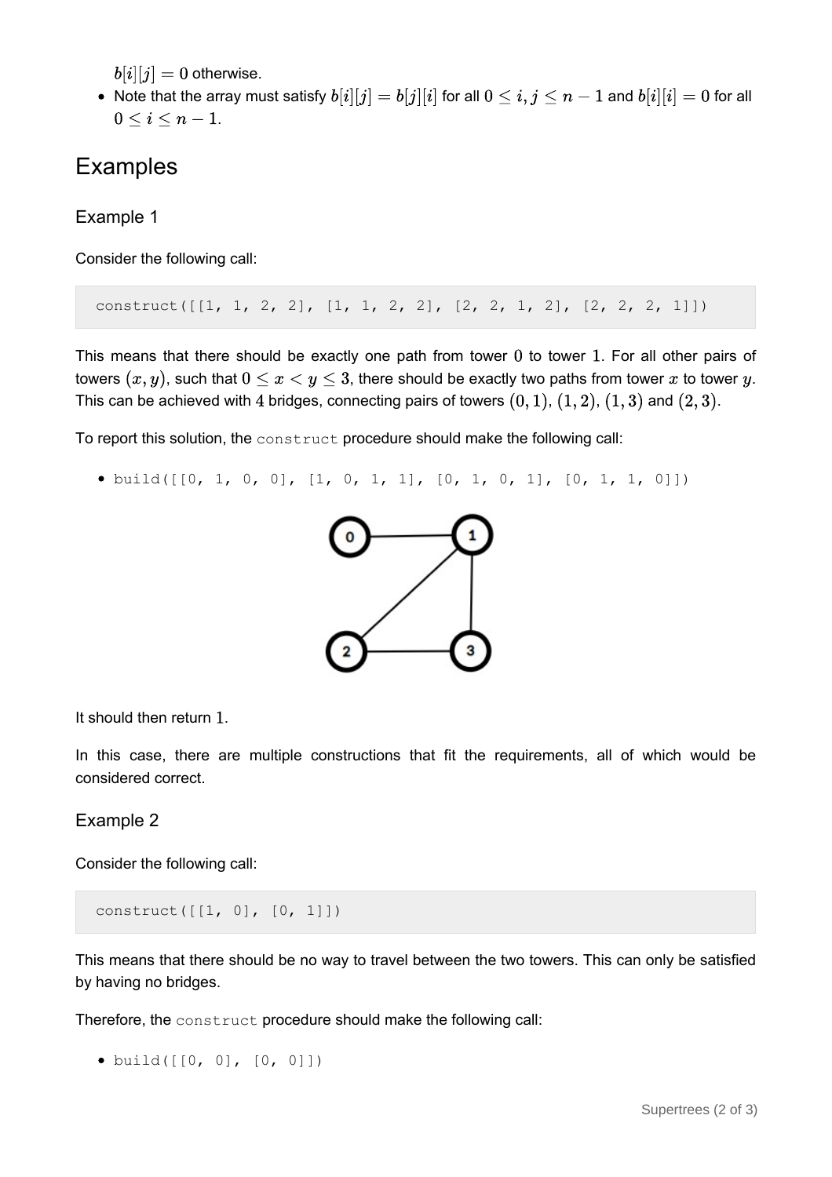$b[i][j] = 0$ otherwise.

- Note that the array must satisfy $b[i][j] = b[j][i]$ for all $0 \le i, j \le n-1$ and $b[i][i] = 0$ for all $0 \le i \le n-1$.

## Examples

### Example 1

Consider the following call:

```
construct([[1, 1, 2, 2], [1, 1, 2, 2], [2, 2, 1, 2], [2, 2, 2, 1]])
```

This means that there should be exactly one path from tower $0$ to tower $1$. For all other pairs of towers $(x, y)$, such that $0 \le x < y \le 3$, there should be exactly two paths from tower $x$ to tower $y$. This can be achieved with $4$ bridges, connecting pairs of towers $(0, 1)$, $(1, 2)$, $(1, 3)$ and $(2, 3)$.

To report this solution, the `construct` procedure should make the following call:

- `build([[0, 1, 0, 0], [1, 0, 1, 1], [0, 1, 0, 1], [0, 1, 1, 0]])`

It should then return $1$.

In this case, there are multiple constructions that fit the requirements, all of which would be considered correct.

### Example 2

Consider the following call:

```
construct([[1, 0], [0, 1]])
```

This means that there should be no way to travel between the two towers. This can only be satisfied by having no bridges.

Therefore, the `construct` procedure should make the following call:

- `build([[0, 0], [0, 0]])`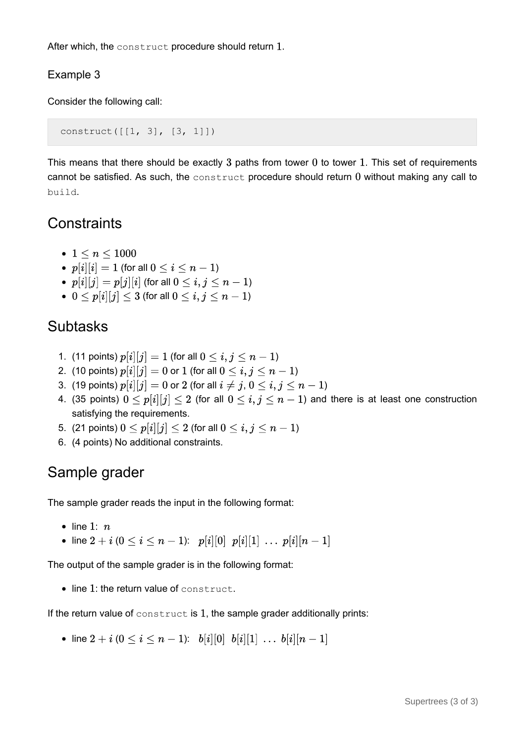After which, the `construct` procedure should return $1$.

### Example 3

Consider the following call:

```
construct([[1, 3], [3, 1]])
```

This means that there should be exactly $3$ paths from tower $0$ to tower $1$. This set of requirements cannot be satisfied. As such, the `construct` procedure should return $0$ without making any call to `build`.

## Constraints

- $1 \le n \le 1000$
- $p[i][i] = 1$ (for all $0 \le i \le n-1$)
- $p[i][j] = p[j][i]$ (for all $0 \le i, j \le n-1$)
- $0 \le p[i][j] \le 3$ (for all $0 \le i, j \le n-1$)

## Subtasks

1. (11 points) $p[i][j] = 1$ (for all $0 \le i, j \le n-1$)
2. (10 points) $p[i][j] = 0$ or $1$ (for all $0 \le i, j \le n-1$)
3. (19 points) $p[i][j] = 0$ or $2$ (for all $i \neq j$, $0 \le i, j \le n-1$)
4. (35 points) $0 \le p[i][j] \le 2$ (for all $0 \le i, j \le n-1$) and there is at least one construction satisfying the requirements.
5. (21 points) $0 \le p[i][j] \le 2$ (for all $0 \le i, j \le n-1$)
6. (4 points) No additional constraints.

## Sample grader

The sample grader reads the input in the following format:

- line $1$: $n$
- line $2+i$ ($0 \le i \le n-1$): $p[i][0] \ p[i][1] \ \ldots \ p[i][n-1]$

The output of the sample grader is in the following format:

- line $1$: the return value of `construct`.

If the return value of `construct` is $1$, the sample grader additionally prints:

- line $2+i$ ($0 \le i \le n-1$): $b[i][0] \ b[i][1] \ \ldots \ b[i][n-1]$